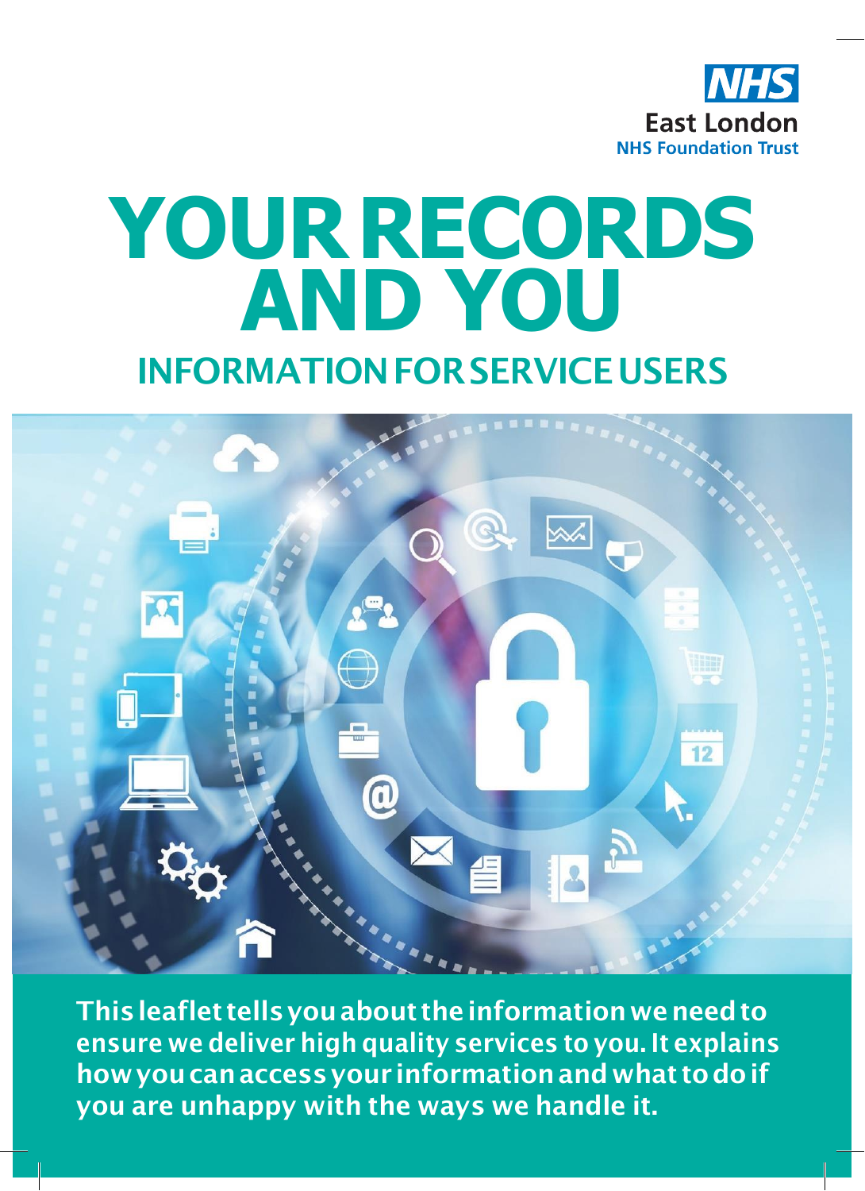NHS

East London
NHS Foundation Trust

# YOUR RECORDS AND YOU

## INFORMATION FOR SERVICE USERS

**This leaflet tells you about the information we need to ensure we deliver high quality services to you. It explains how you can access your information and what to do if you are unhappy with the ways we handle it.**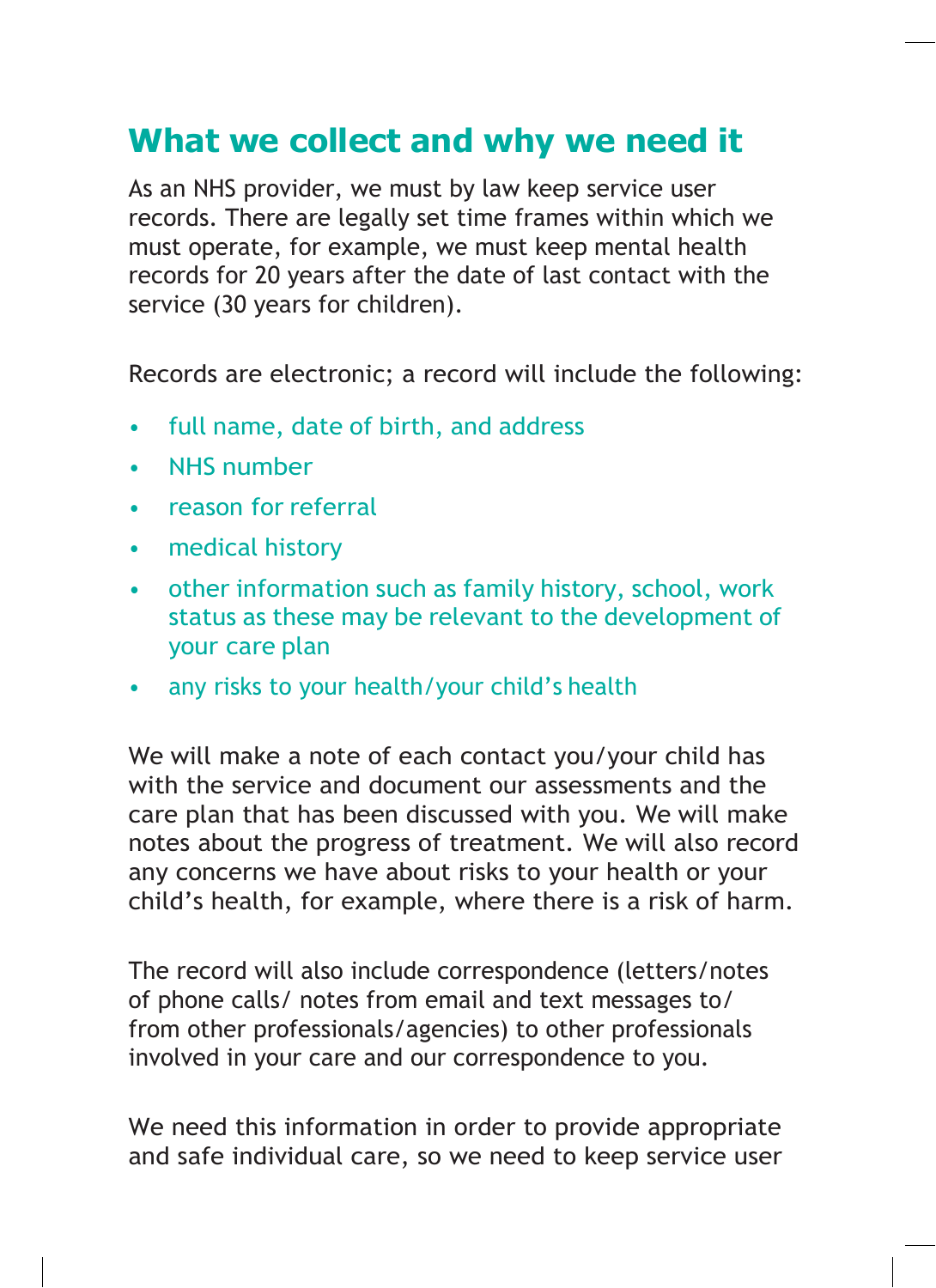## What we collect and why we need it

As an NHS provider, we must by law keep service user records. There are legally set time frames within which we must operate, for example, we must keep mental health records for 20 years after the date of last contact with the service (30 years for children).

Records are electronic; a record will include the following:

- full name, date of birth, and address
- NHS number
- reason for referral
- medical history
- other information such as family history, school, work status as these may be relevant to the development of your care plan
- any risks to your health/your child's health

We will make a note of each contact you/your child has with the service and document our assessments and the care plan that has been discussed with you. We will make notes about the progress of treatment. We will also record any concerns we have about risks to your health or your child's health, for example, where there is a risk of harm.

The record will also include correspondence (letters/notes of phone calls/ notes from email and text messages to/ from other professionals/agencies) to other professionals involved in your care and our correspondence to you.

We need this information in order to provide appropriate and safe individual care, so we need to keep service user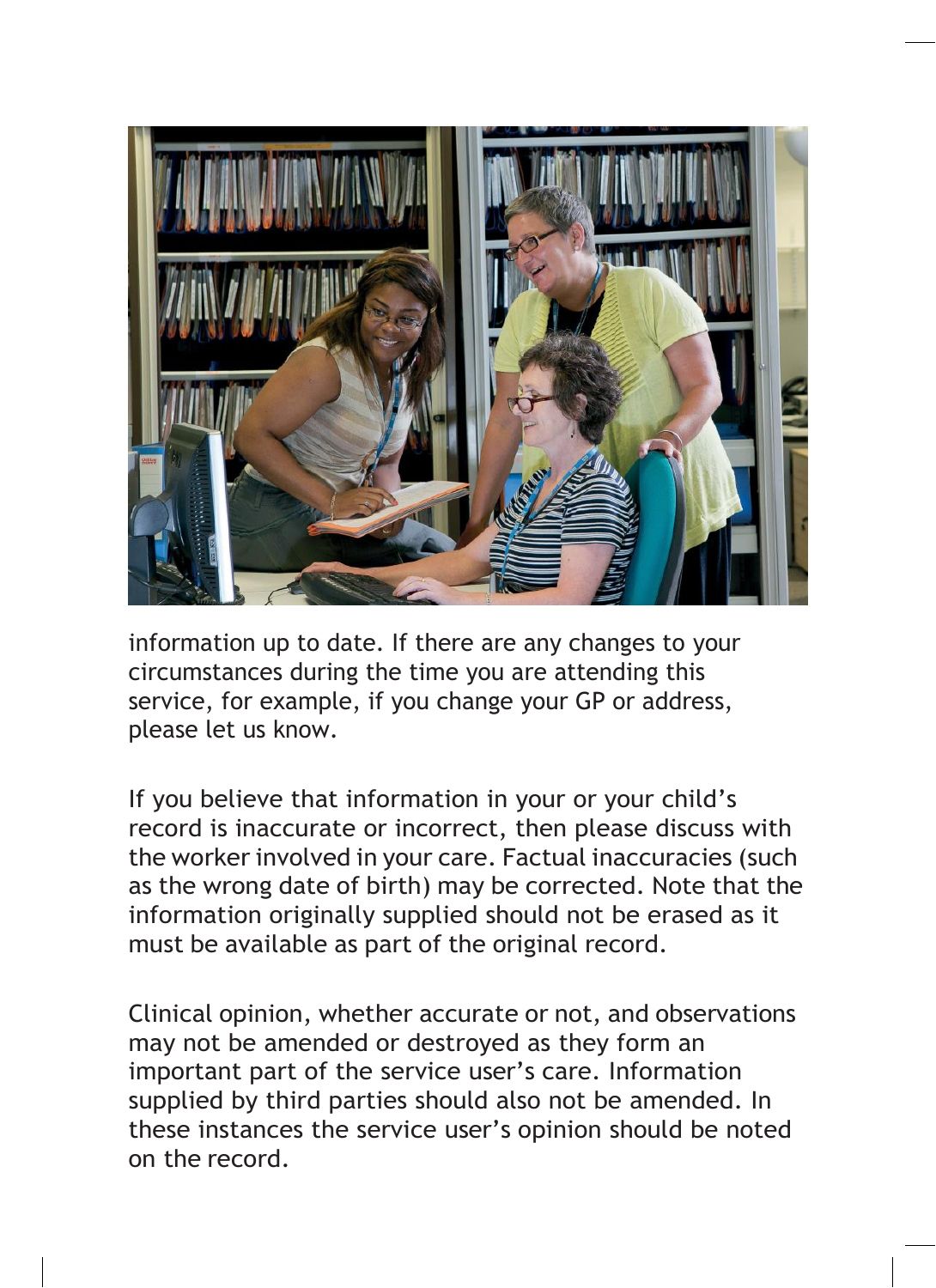information up to date. If there are any changes to your circumstances during the time you are attending this service, for example, if you change your GP or address, please let us know.

If you believe that information in your or your child's record is inaccurate or incorrect, then please discuss with the worker involved in your care. Factual inaccuracies (such as the wrong date of birth) may be corrected. Note that the information originally supplied should not be erased as it must be available as part of the original record.

Clinical opinion, whether accurate or not, and observations may not be amended or destroyed as they form an important part of the service user's care. Information supplied by third parties should also not be amended. In these instances the service user's opinion should be noted on the record.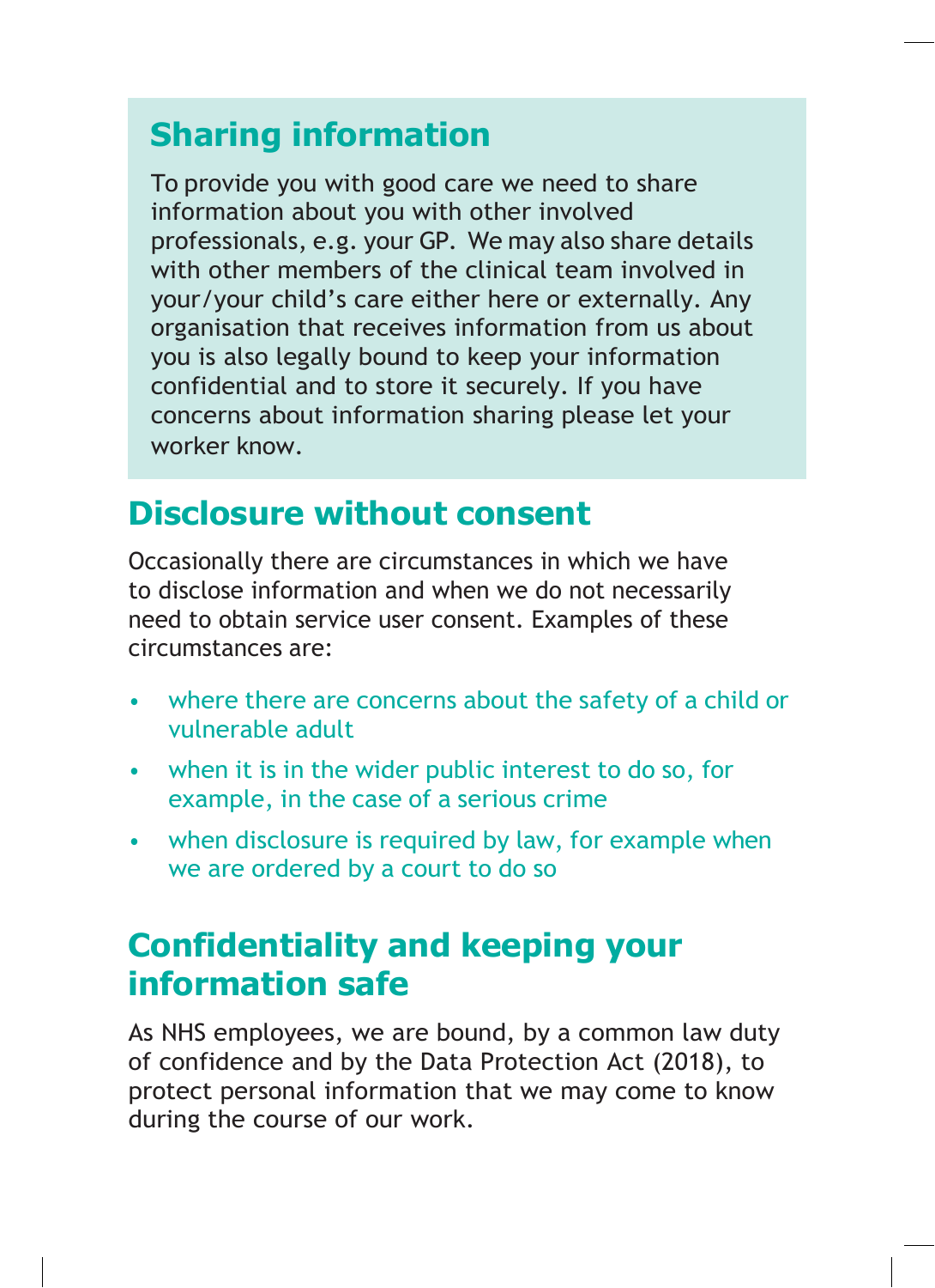## Sharing information

To provide you with good care we need to share information about you with other involved professionals, e.g. your GP. We may also share details with other members of the clinical team involved in your/your child's care either here or externally. Any organisation that receives information from us about you is also legally bound to keep your information confidential and to store it securely. If you have concerns about information sharing please let your worker know.

## Disclosure without consent

Occasionally there are circumstances in which we have to disclose information and when we do not necessarily need to obtain service user consent. Examples of these circumstances are:

- where there are concerns about the safety of a child or vulnerable adult
- when it is in the wider public interest to do so, for example, in the case of a serious crime
- when disclosure is required by law, for example when we are ordered by a court to do so

## Confidentiality and keeping your information safe

As NHS employees, we are bound, by a common law duty of confidence and by the Data Protection Act (2018), to protect personal information that we may come to know during the course of our work.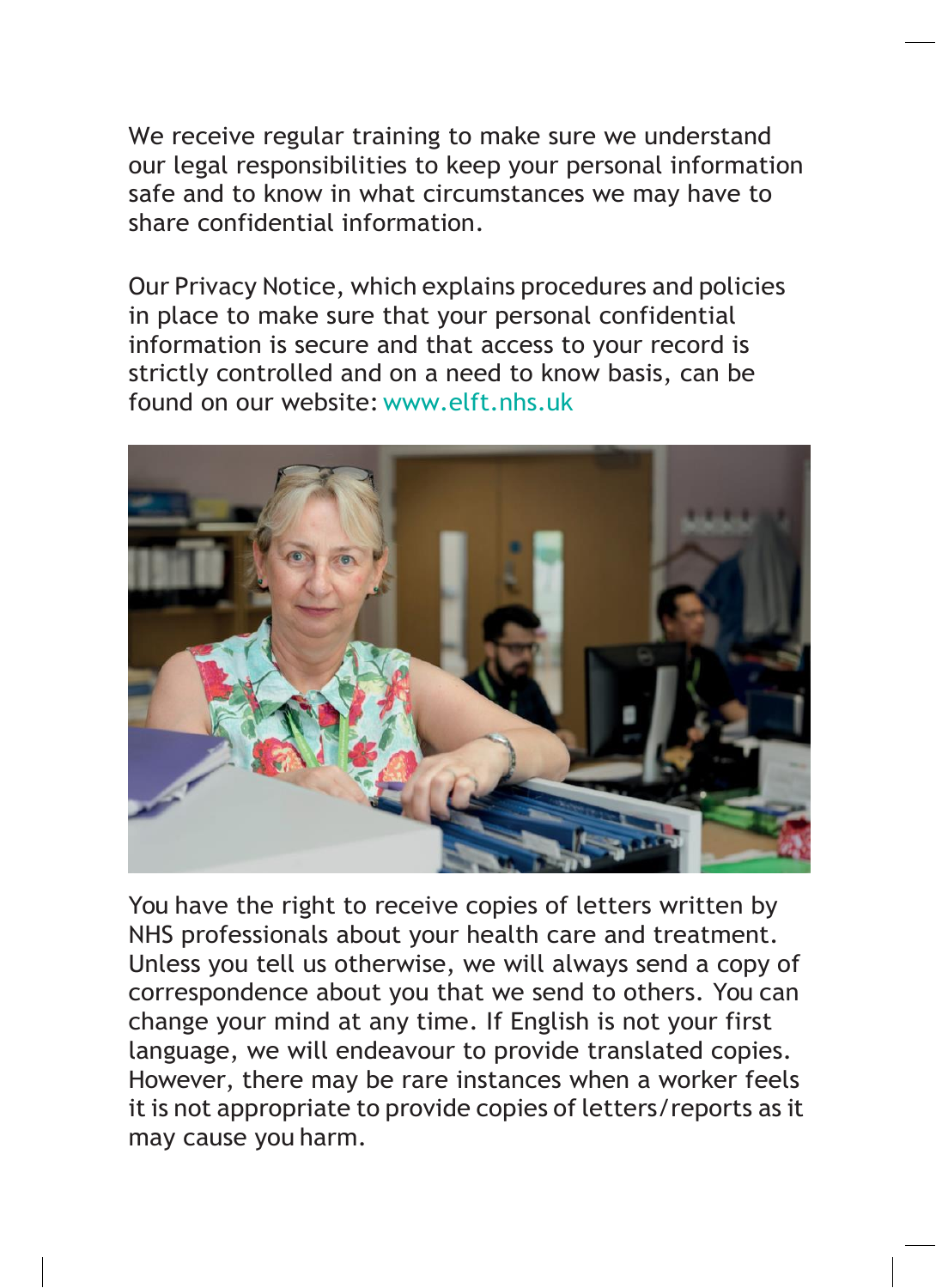We receive regular training to make sure we understand our legal responsibilities to keep your personal information safe and to know in what circumstances we may have to share confidential information.

Our Privacy Notice, which explains procedures and policies in place to make sure that your personal confidential information is secure and that access to your record is strictly controlled and on a need to know basis, can be found on our website: www.elft.nhs.uk

You have the right to receive copies of letters written by NHS professionals about your health care and treatment. Unless you tell us otherwise, we will always send a copy of correspondence about you that we send to others. You can change your mind at any time. If English is not your first language, we will endeavour to provide translated copies. However, there may be rare instances when a worker feels it is not appropriate to provide copies of letters/reports as it may cause you harm.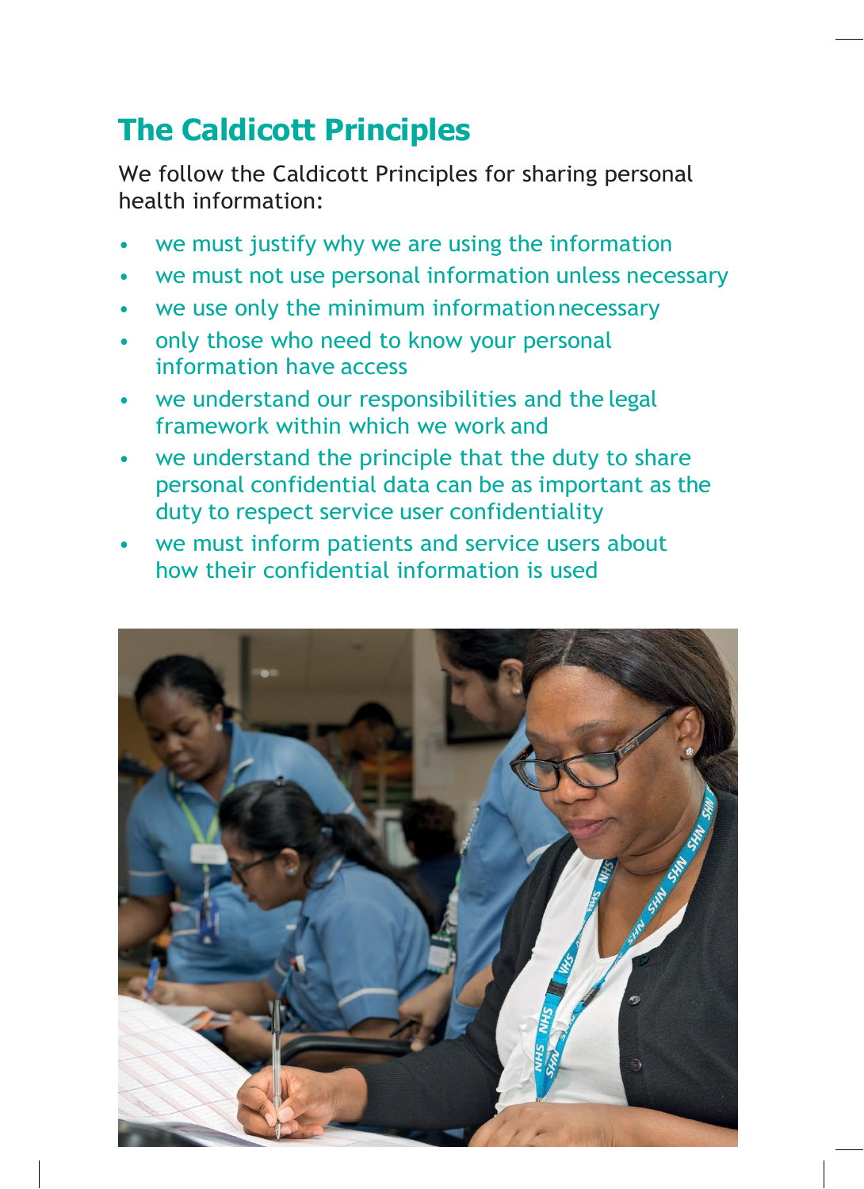## The Caldicott Principles

We follow the Caldicott Principles for sharing personal health information:

- we must justify why we are using the information
- we must not use personal information unless necessary
- we use only the minimum information necessary
- only those who need to know your personal information have access
- we understand our responsibilities and the legal framework within which we work and
- we understand the principle that the duty to share personal confidential data can be as important as the duty to respect service user confidentiality
- we must inform patients and service users about how their confidential information is used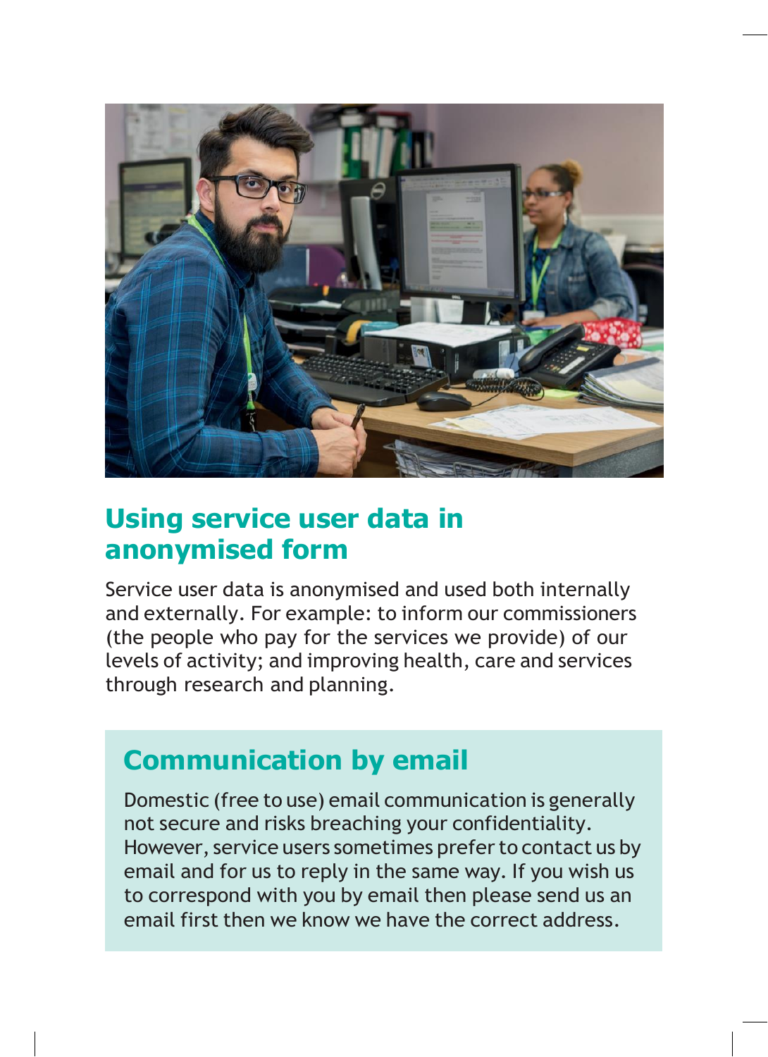## Using service user data in anonymised form

Service user data is anonymised and used both internally and externally. For example: to inform our commissioners (the people who pay for the services we provide) of our levels of activity; and improving health, care and services through research and planning.

## Communication by email

Domestic (free to use) email communication is generally not secure and risks breaching your confidentiality. However, service users sometimes prefer to contact us by email and for us to reply in the same way. If you wish us to correspond with you by email then please send us an email first then we know we have the correct address.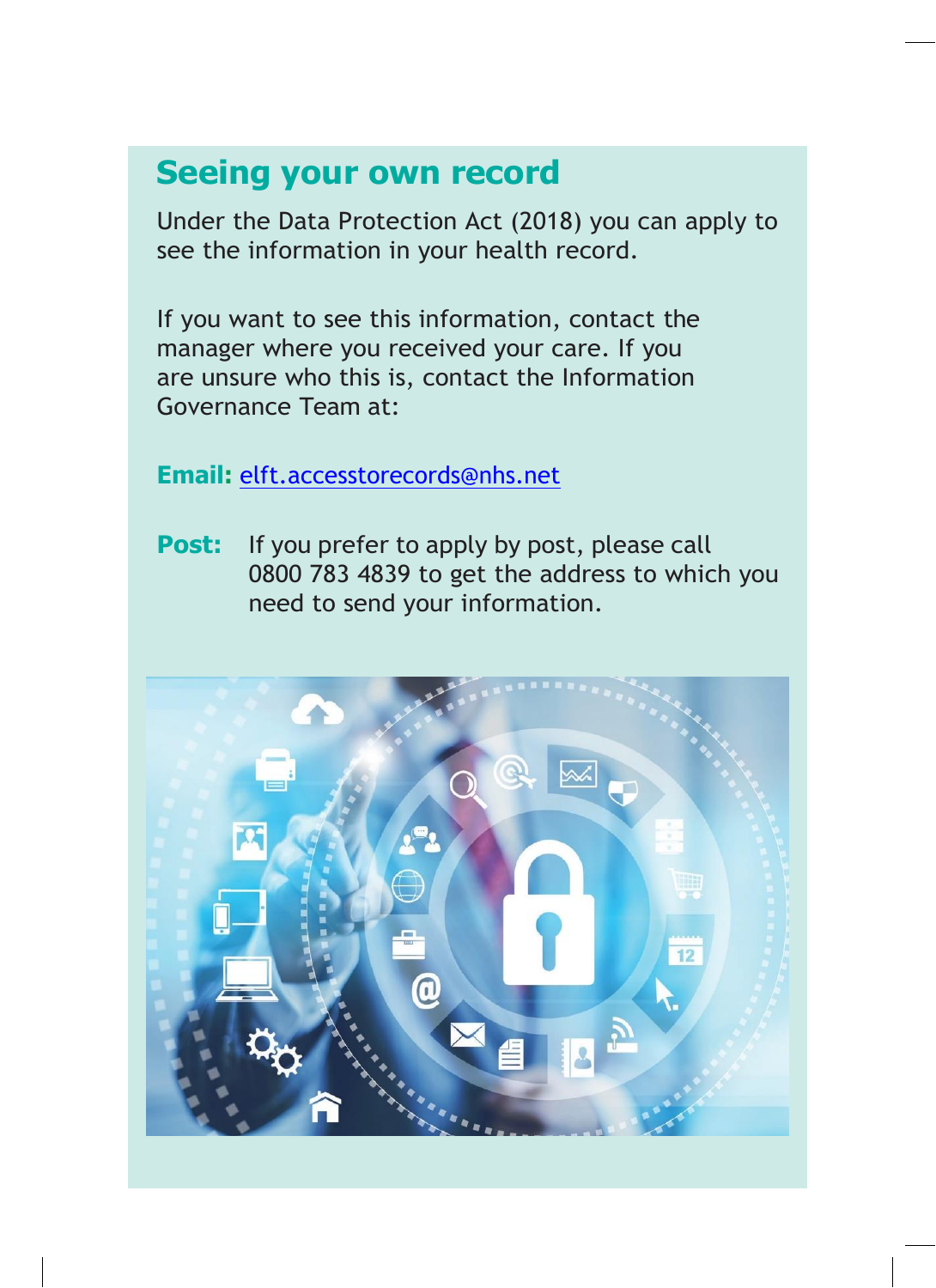## Seeing your own record

Under the Data Protection Act (2018) you can apply to see the information in your health record.

If you want to see this information, contact the manager where you received your care. If you are unsure who this is, contact the Information Governance Team at:

**Email:** elft.accesstorecords@nhs.net

**Post:** If you prefer to apply by post, please call 0800 783 4839 to get the address to which you need to send your information.